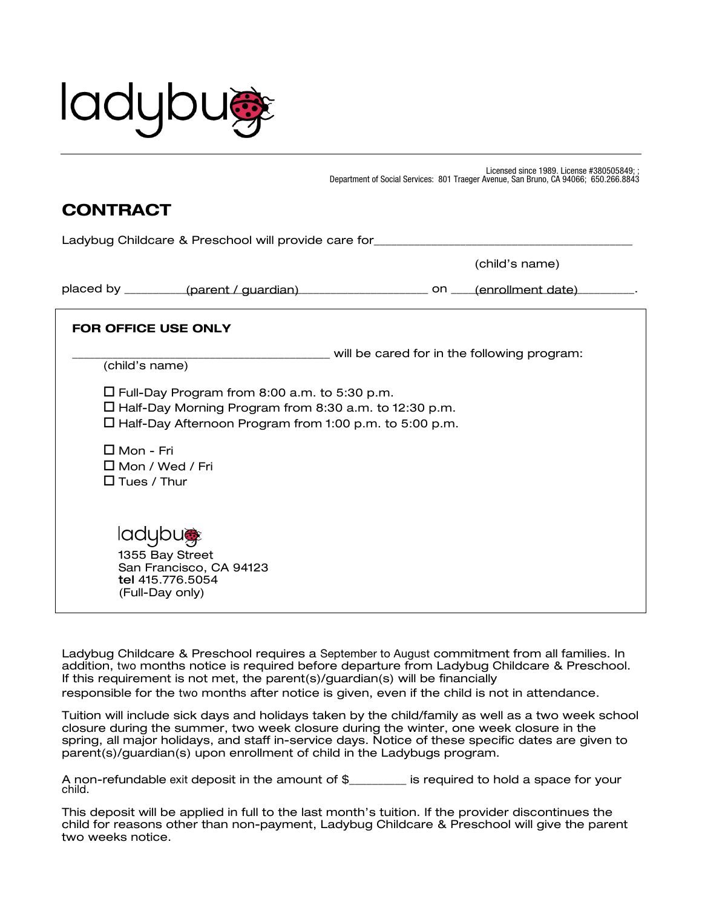ladybug

Licensed since 1989. License #380505849; ;
Department of Social Services: 801 Traeger Avenue, San Bruno, CA 94066; 650.266.8843

# CONTRACT

Ladybug Childcare & Preschool will provide care for________________________________________

(child's name)

placed by _________(parent / guardian)____________________ on ____(enrollment date)_________.

**FOR OFFICE USE ONLY**

_______________________________________ will be cared for in the following program:
(child's name)

☐ Full-Day Program from 8:00 a.m. to 5:30 p.m.
☐ Half-Day Morning Program from 8:30 a.m. to 12:30 p.m.
☐ Half-Day Afternoon Program from 1:00 p.m. to 5:00 p.m.

☐ Mon - Fri
☐ Mon / Wed / Fri
☐ Tues / Thur

ladybug
1355 Bay Street
San Francisco, CA 94123
**tel** 415.776.5054
(Full-Day only)

Ladybug Childcare & Preschool requires a September to August commitment from all families. In addition, two months notice is required before departure from Ladybug Childcare & Preschool. If this requirement is not met, the parent(s)/guardian(s) will be financially responsible for the two months after notice is given, even if the child is not in attendance.

Tuition will include sick days and holidays taken by the child/family as well as a two week school closure during the summer, two week closure during the winter, one week closure in the spring, all major holidays, and staff in-service days. Notice of these specific dates are given to parent(s)/guardian(s) upon enrollment of child in the Ladybugs program.

A non-refundable exit deposit in the amount of $_________ is required to hold a space for your child.

This deposit will be applied in full to the last month's tuition. If the provider discontinues the child for reasons other than non-payment, Ladybug Childcare & Preschool will give the parent two weeks notice.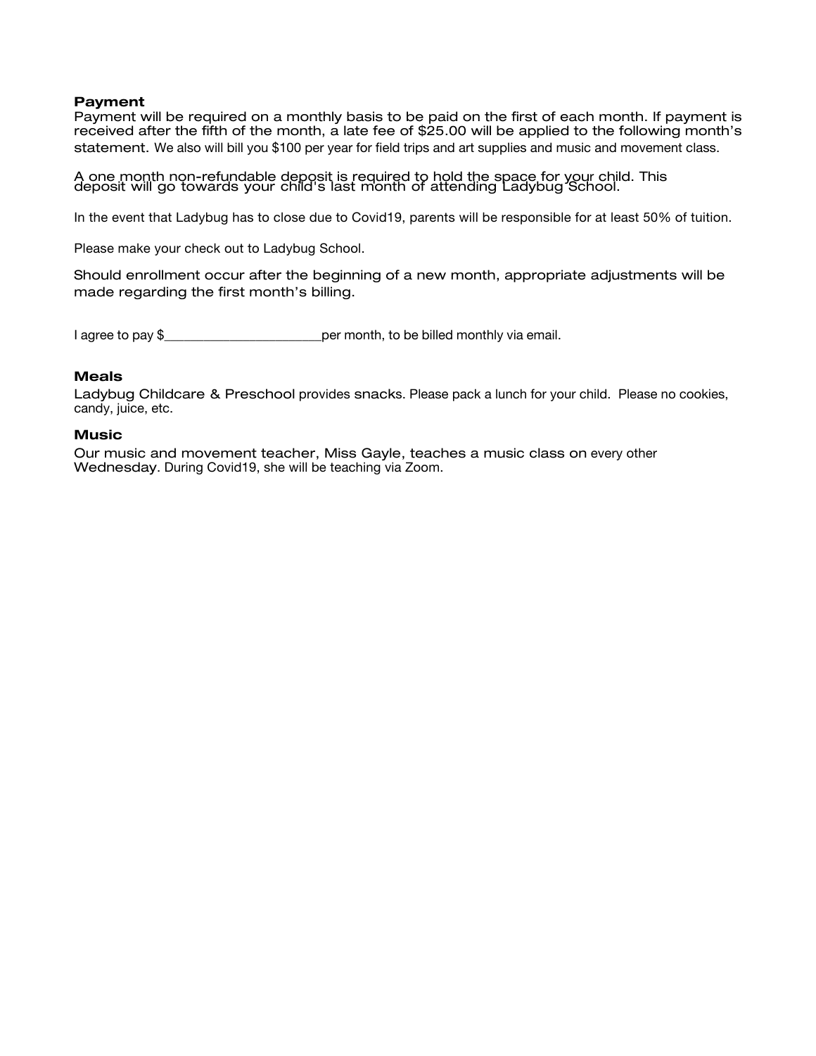### Payment

Payment will be required on a monthly basis to be paid on the first of each month. If payment is received after the fifth of the month, a late fee of $25.00 will be applied to the following month's statement. We also will bill you $100 per year for field trips and art supplies and music and movement class.

A one month non-refundable deposit is required to hold the space for your child. This deposit will go towards your child's last month of attending Ladybug School.

In the event that Ladybug has to close due to Covid19, parents will be responsible for at least 50% of tuition.

Please make your check out to Ladybug School.

Should enrollment occur after the beginning of a new month, appropriate adjustments will be made regarding the first month's billing.

I agree to pay $_______________________per month, to be billed monthly via email.

### Meals

Ladybug Childcare & Preschool provides snacks. Please pack a lunch for your child. Please no cookies, candy, juice, etc.

### Music

Our music and movement teacher, Miss Gayle, teaches a music class on every other Wednesday. During Covid19, she will be teaching via Zoom.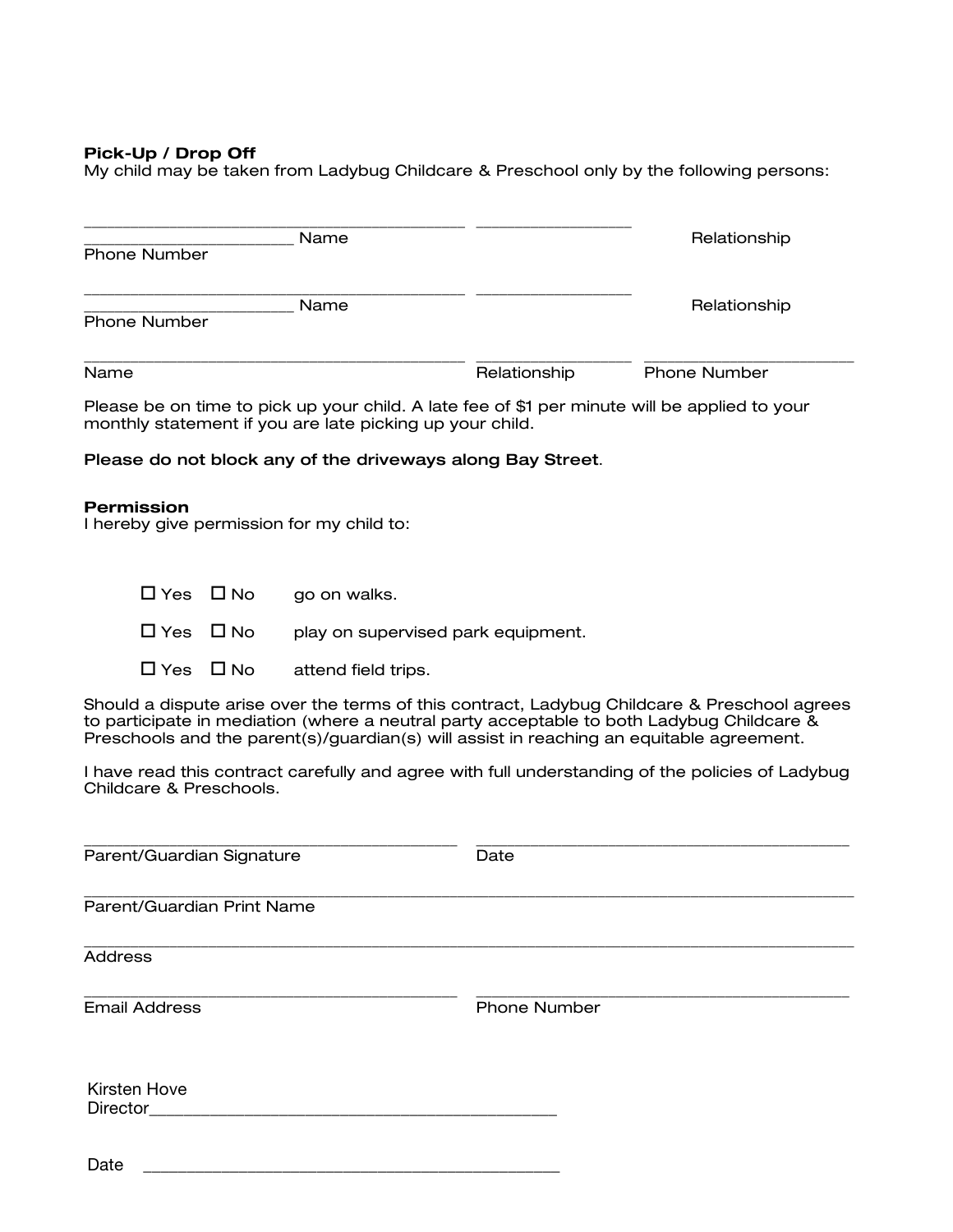**Pick-Up / Drop Off**

My child may be taken from Ladybug Childcare & Preschool only by the following persons:

_______________________________________ _______________
_____________________ Name Relationship
Phone Number

_______________________________________ _______________
_____________________ Name Relationship
Phone Number

_______________________________________ _______________ _____________________
Name Relationship Phone Number

Please be on time to pick up your child. A late fee of $1 per minute will be applied to your monthly statement if you are late picking up your child.

**Please do not block any of the driveways along Bay Street**.

**Permission**

I hereby give permission for my child to:

☐ Yes ☐ No go on walks.

☐ Yes ☐ No play on supervised park equipment.

☐ Yes ☐ No attend field trips.

Should a dispute arise over the terms of this contract, Ladybug Childcare & Preschool agrees to participate in mediation (where a neutral party acceptable to both Ladybug Childcare & Preschools and the parent(s)/guardian(s) will assist in reaching an equitable agreement.

I have read this contract carefully and agree with full understanding of the policies of Ladybug Childcare & Preschools.

_______________________________________ _______________________________________
Parent/Guardian Signature Date

________________________________________________________________________________
Parent/Guardian Print Name

________________________________________________________________________________
Address

_______________________________________ _______________________________________
Email Address Phone Number

Kirsten Hove
Director__________________________________________

Date ___________________________________________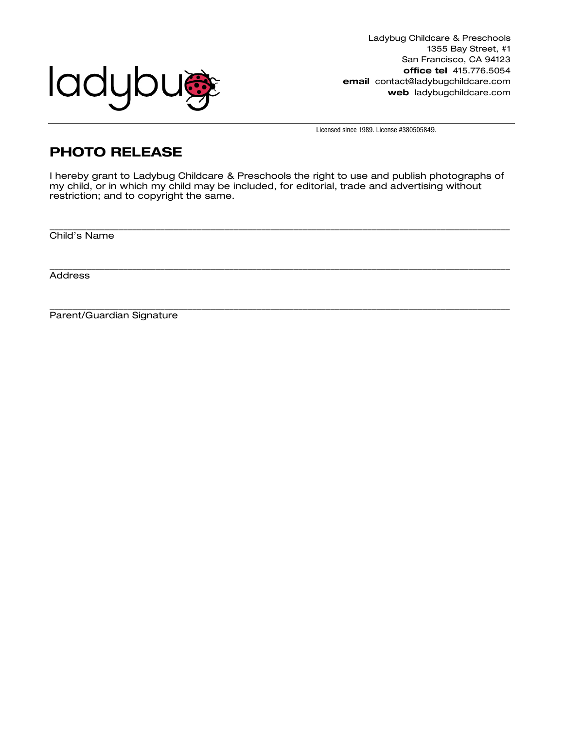ladybug

Ladybug Childcare & Preschools
1355 Bay Street, #1
San Francisco, CA 94123
**office tel** 415.776.5054
**email** contact@ladybugchildcare.com
**web** ladybugchildcare.com

Licensed since 1989. License #380505849.

## PHOTO RELEASE

I hereby grant to Ladybug Childcare & Preschools the right to use and publish photographs of my child, or in which my child may be included, for editorial, trade and advertising without restriction; and to copyright the same.

______________________________________________________________________________
Child's Name

______________________________________________________________________________
Address

______________________________________________________________________________
Parent/Guardian Signature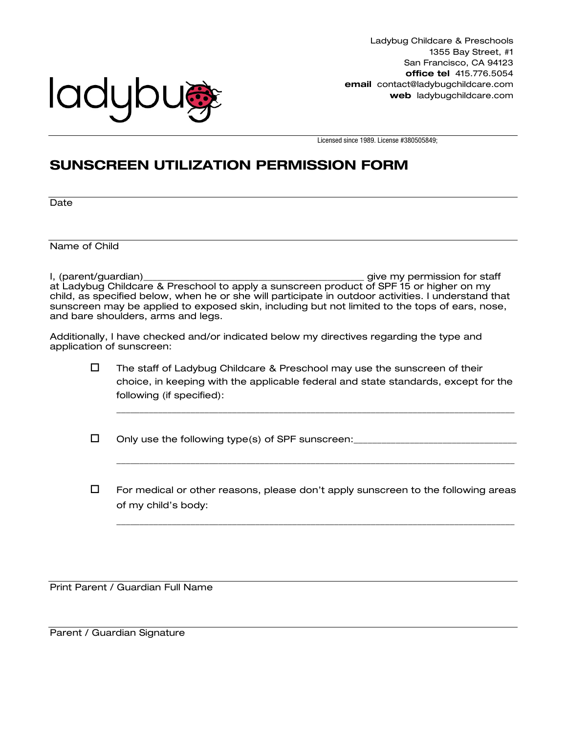Ladybug Childcare & Preschools
1355 Bay Street, #1
San Francisco, CA 94123
**office tel** 415.776.5054
**email** contact@ladybugchildcare.com
**web** ladybugchildcare.com

Licensed since 1989. License #380505849;

# SUNSCREEN UTILIZATION PERMISSION FORM

Date

Name of Child

I, (parent/guardian)\_\_\_\_\_\_\_\_\_\_\_\_\_\_\_\_\_\_\_\_\_\_\_\_\_\_\_\_\_\_\_\_\_\_\_\_\_\_ give my permission for staff at Ladybug Childcare & Preschool to apply a sunscreen product of SPF 15 or higher on my child, as specified below, when he or she will participate in outdoor activities. I understand that sunscreen may be applied to exposed skin, including but not limited to the tops of ears, nose, and bare shoulders, arms and legs.

Additionally, I have checked and/or indicated below my directives regarding the type and application of sunscreen:

- ☐ The staff of Ladybug Childcare & Preschool may use the sunscreen of their choice, in keeping with the applicable federal and state standards, except for the following (if specified):

  \_\_\_\_\_\_\_\_\_\_\_\_\_\_\_\_\_\_\_\_\_\_\_\_\_\_\_\_\_\_\_\_\_\_\_\_\_\_\_\_\_\_\_\_\_\_\_\_\_\_\_\_\_\_\_\_\_\_\_\_\_\_\_\_

- ☐ Only use the following type(s) of SPF sunscreen:\_\_\_\_\_\_\_\_\_\_\_\_\_\_\_\_\_\_\_\_\_\_\_\_\_\_\_\_

  \_\_\_\_\_\_\_\_\_\_\_\_\_\_\_\_\_\_\_\_\_\_\_\_\_\_\_\_\_\_\_\_\_\_\_\_\_\_\_\_\_\_\_\_\_\_\_\_\_\_\_\_\_\_\_\_\_\_\_\_\_\_\_\_

- ☐ For medical or other reasons, please don't apply sunscreen to the following areas of my child's body:

  \_\_\_\_\_\_\_\_\_\_\_\_\_\_\_\_\_\_\_\_\_\_\_\_\_\_\_\_\_\_\_\_\_\_\_\_\_\_\_\_\_\_\_\_\_\_\_\_\_\_\_\_\_\_\_\_\_\_\_\_\_\_\_\_

Print Parent / Guardian Full Name

Parent / Guardian Signature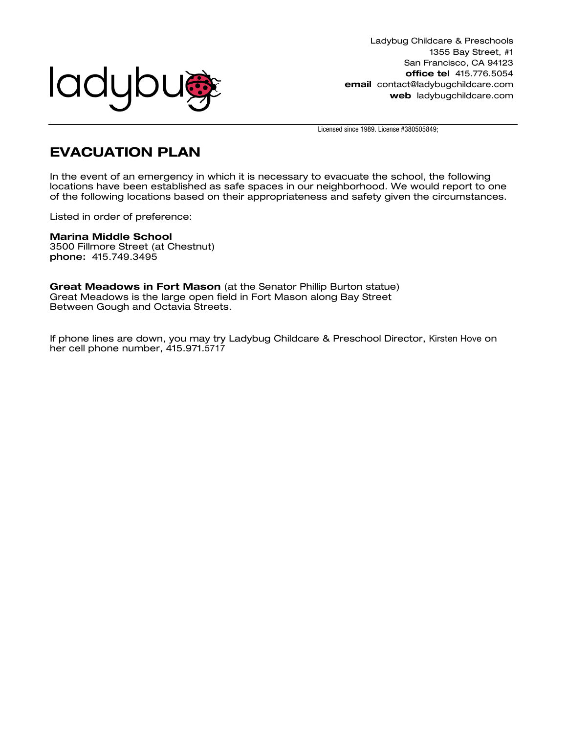Ladybug Childcare & Preschools
1355 Bay Street, #1
San Francisco, CA 94123
**office tel** 415.776.5054
**email** contact@ladybugchildcare.com
**web** ladybugchildcare.com

Licensed since 1989. License #380505849;

## EVACUATION PLAN

In the event of an emergency in which it is necessary to evacuate the school, the following locations have been established as safe spaces in our neighborhood. We would report to one of the following locations based on their appropriateness and safety given the circumstances.

Listed in order of preference:

**Marina Middle School**
3500 Fillmore Street (at Chestnut)
**phone:** 415.749.3495

**Great Meadows in Fort Mason** (at the Senator Phillip Burton statue)
Great Meadows is the large open field in Fort Mason along Bay Street
Between Gough and Octavia Streets.

If phone lines are down, you may try Ladybug Childcare & Preschool Director, Kirsten Hove on her cell phone number, 415.971.5717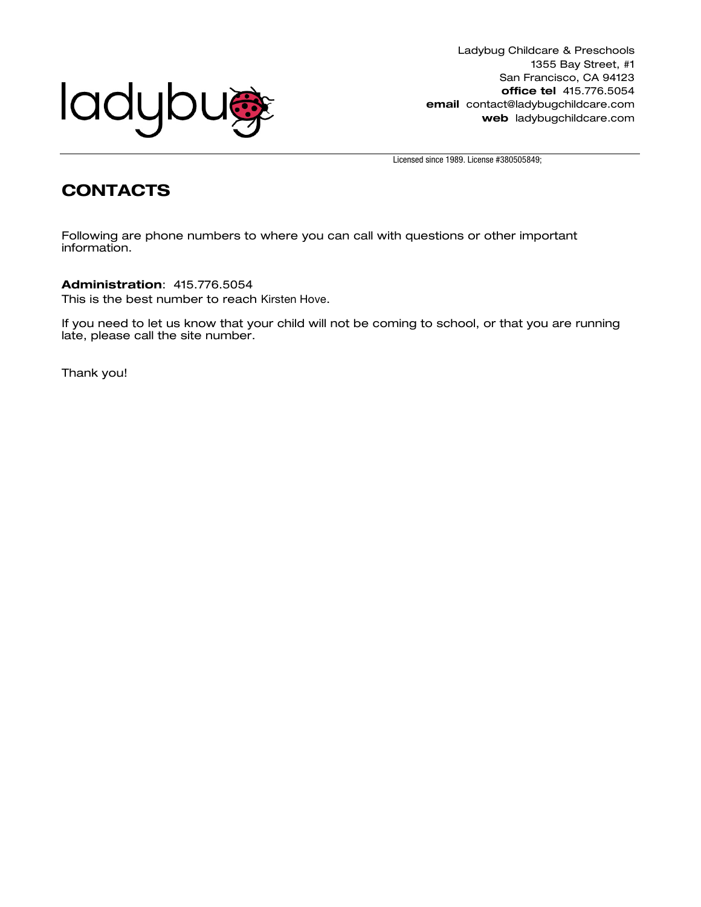ladybug

Ladybug Childcare & Preschools
1355 Bay Street, #1
San Francisco, CA 94123
**office tel** 415.776.5054
**email** contact@ladybugchildcare.com
**web** ladybugchildcare.com

Licensed since 1989. License #380505849;

## CONTACTS

Following are phone numbers to where you can call with questions or other important information.

**Administration**: 415.776.5054
This is the best number to reach Kirsten Hove.

If you need to let us know that your child will not be coming to school, or that you are running late, please call the site number.

Thank you!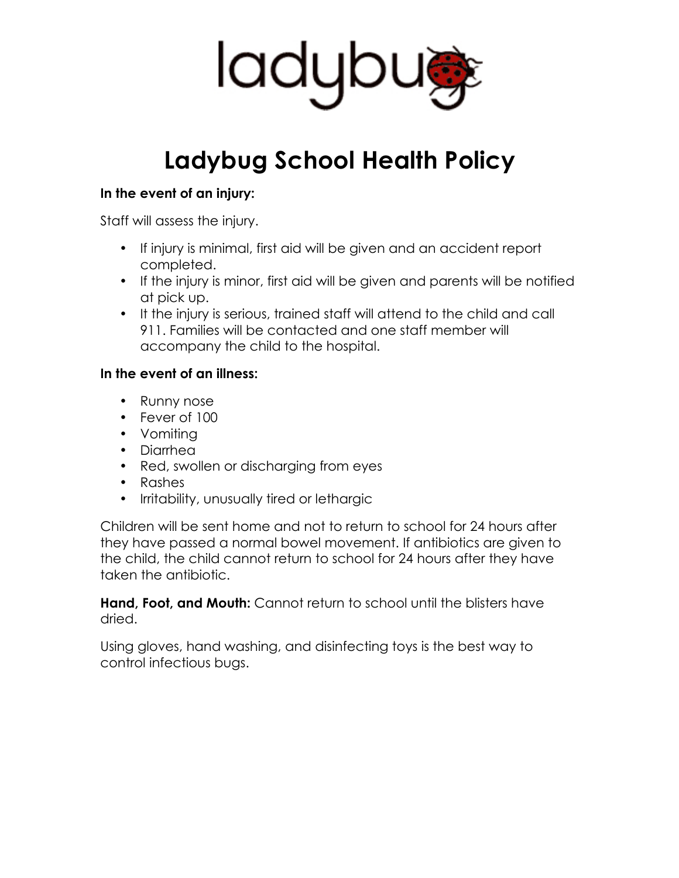ladybug

# Ladybug School Health Policy

**In the event of an injury:**

Staff will assess the injury.

- If injury is minimal, first aid will be given and an accident report completed.
- If the injury is minor, first aid will be given and parents will be notified at pick up.
- It the injury is serious, trained staff will attend to the child and call 911. Families will be contacted and one staff member will accompany the child to the hospital.

**In the event of an illness:**

- Runny nose
- Fever of 100
- Vomiting
- Diarrhea
- Red, swollen or discharging from eyes
- Rashes
- Irritability, unusually tired or lethargic

Children will be sent home and not to return to school for 24 hours after they have passed a normal bowel movement. If antibiotics are given to the child, the child cannot return to school for 24 hours after they have taken the antibiotic.

**Hand, Foot, and Mouth:** Cannot return to school until the blisters have dried.

Using gloves, hand washing, and disinfecting toys is the best way to control infectious bugs.